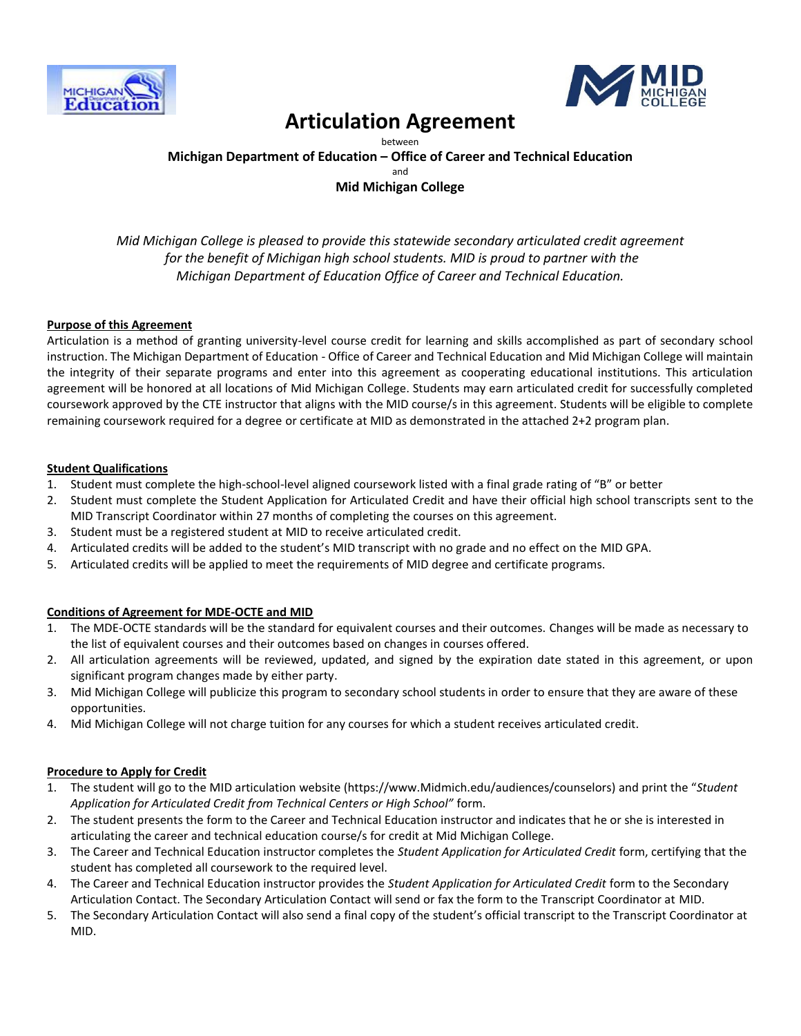# Articulation Agreement

between

**Michigan Department of Education – Office of Career and Technical Education**

and

**Mid Michigan College**

*Mid Michigan College is pleased to provide this statewide secondary articulated credit agreement for the benefit of Michigan high school students. MID is proud to partner with the Michigan Department of Education Office of Career and Technical Education.*

## Purpose of this Agreement

Articulation is a method of granting university-level course credit for learning and skills accomplished as part of secondary school instruction. The Michigan Department of Education - Office of Career and Technical Education and Mid Michigan College will maintain the integrity of their separate programs and enter into this agreement as cooperating educational institutions. This articulation agreement will be honored at all locations of Mid Michigan College. Students may earn articulated credit for successfully completed coursework approved by the CTE instructor that aligns with the MID course/s in this agreement. Students will be eligible to complete remaining coursework required for a degree or certificate at MID as demonstrated in the attached 2+2 program plan.

## Student Qualifications

1. Student must complete the high-school-level aligned coursework listed with a final grade rating of "B" or better
2. Student must complete the Student Application for Articulated Credit and have their official high school transcripts sent to the MID Transcript Coordinator within 27 months of completing the courses on this agreement.
3. Student must be a registered student at MID to receive articulated credit.
4. Articulated credits will be added to the student's MID transcript with no grade and no effect on the MID GPA.
5. Articulated credits will be applied to meet the requirements of MID degree and certificate programs.

## Conditions of Agreement for MDE-OCTE and MID

1. The MDE-OCTE standards will be the standard for equivalent courses and their outcomes. Changes will be made as necessary to the list of equivalent courses and their outcomes based on changes in courses offered.
2. All articulation agreements will be reviewed, updated, and signed by the expiration date stated in this agreement, or upon significant program changes made by either party.
3. Mid Michigan College will publicize this program to secondary school students in order to ensure that they are aware of these opportunities.
4. Mid Michigan College will not charge tuition for any courses for which a student receives articulated credit.

## Procedure to Apply for Credit

1. The student will go to the MID articulation website (https://www.Midmich.edu/audiences/counselors) and print the "*Student Application for Articulated Credit from Technical Centers or High School"* form.
2. The student presents the form to the Career and Technical Education instructor and indicates that he or she is interested in articulating the career and technical education course/s for credit at Mid Michigan College.
3. The Career and Technical Education instructor completes the *Student Application for Articulated Credit* form, certifying that the student has completed all coursework to the required level.
4. The Career and Technical Education instructor provides the *Student Application for Articulated Credit* form to the Secondary Articulation Contact. The Secondary Articulation Contact will send or fax the form to the Transcript Coordinator at MID.
5. The Secondary Articulation Contact will also send a final copy of the student's official transcript to the Transcript Coordinator at MID.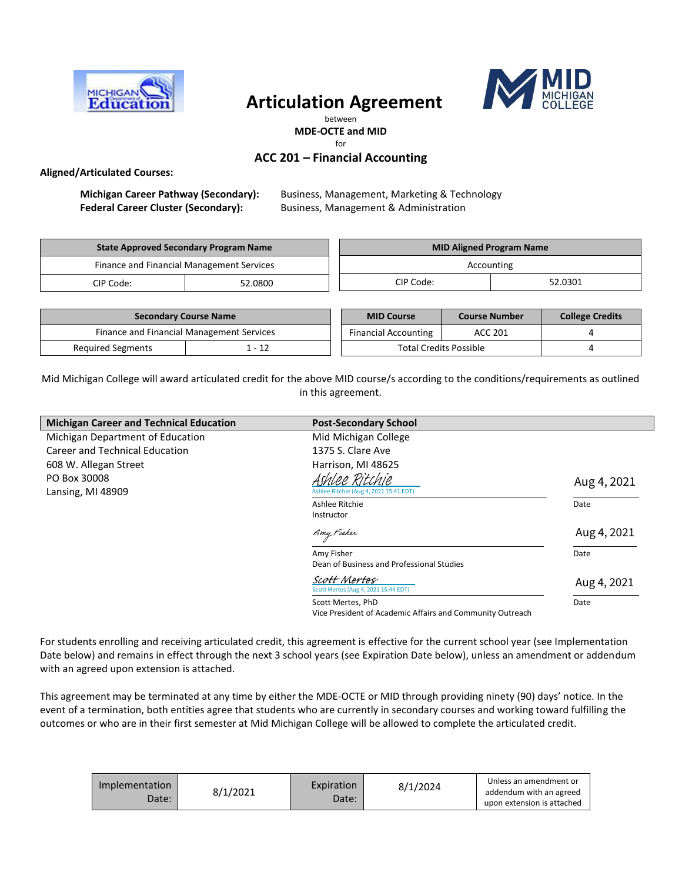# Articulation Agreement

between

**MDE-OCTE and MID**

for

## ACC 201 – Financial Accounting

**Aligned/Articulated Courses:**

**Michigan Career Pathway (Secondary):** Business, Management, Marketing & Technology
**Federal Career Cluster (Secondary):** Business, Management & Administration

| State Approved Secondary Program Name | |
|---|---|
| Finance and Financial Management Services | |
| CIP Code: | 52.0800 |

| MID Aligned Program Name | |
|---|---|
| Accounting | |
| CIP Code: | 52.0301 |

| Secondary Course Name | |
|---|---|
| Finance and Financial Management Services | |
| Required Segments | 1 - 12 |

| MID Course | Course Number | College Credits |
|---|---|---|
| Financial Accounting | ACC 201 | 4 |
| Total Credits Possible | | 4 |

Mid Michigan College will award articulated credit for the above MID course/s according to the conditions/requirements as outlined in this agreement.

| Michigan Career and Technical Education | Post-Secondary School |
|---|---|
| Michigan Department of Education<br>Career and Technical Education<br>608 W. Allegan Street<br>PO Box 30008<br>Lansing, MI 48909 | Mid Michigan College<br>1375 S. Clare Ave<br>Harrison, MI 48625 |

Ashlee Ritchie
Ashlee Ritchie (Aug 4, 2021 15:41 EDT)
Ashlee Ritchie
Instructor
Date: Aug 4, 2021

Amy Fisher
Amy Fisher
Dean of Business and Professional Studies
Date: Aug 4, 2021

Scott Mertes
Scott Mertes (Aug 4, 2021 15:44 EDT)
Scott Mertes, PhD
Vice President of Academic Affairs and Community Outreach
Date: Aug 4, 2021

For students enrolling and receiving articulated credit, this agreement is effective for the current school year (see Implementation Date below) and remains in effect through the next 3 school years (see Expiration Date below), unless an amendment or addendum with an agreed upon extension is attached.

This agreement may be terminated at any time by either the MDE-OCTE or MID through providing ninety (90) days' notice. In the event of a termination, both entities agree that students who are currently in secondary courses and working toward fulfilling the outcomes or who are in their first semester at Mid Michigan College will be allowed to complete the articulated credit.

| Implementation Date: | 8/1/2021 | Expiration Date: | 8/1/2024 | Unless an amendment or addendum with an agreed upon extension is attached |
|---|---|---|---|---|